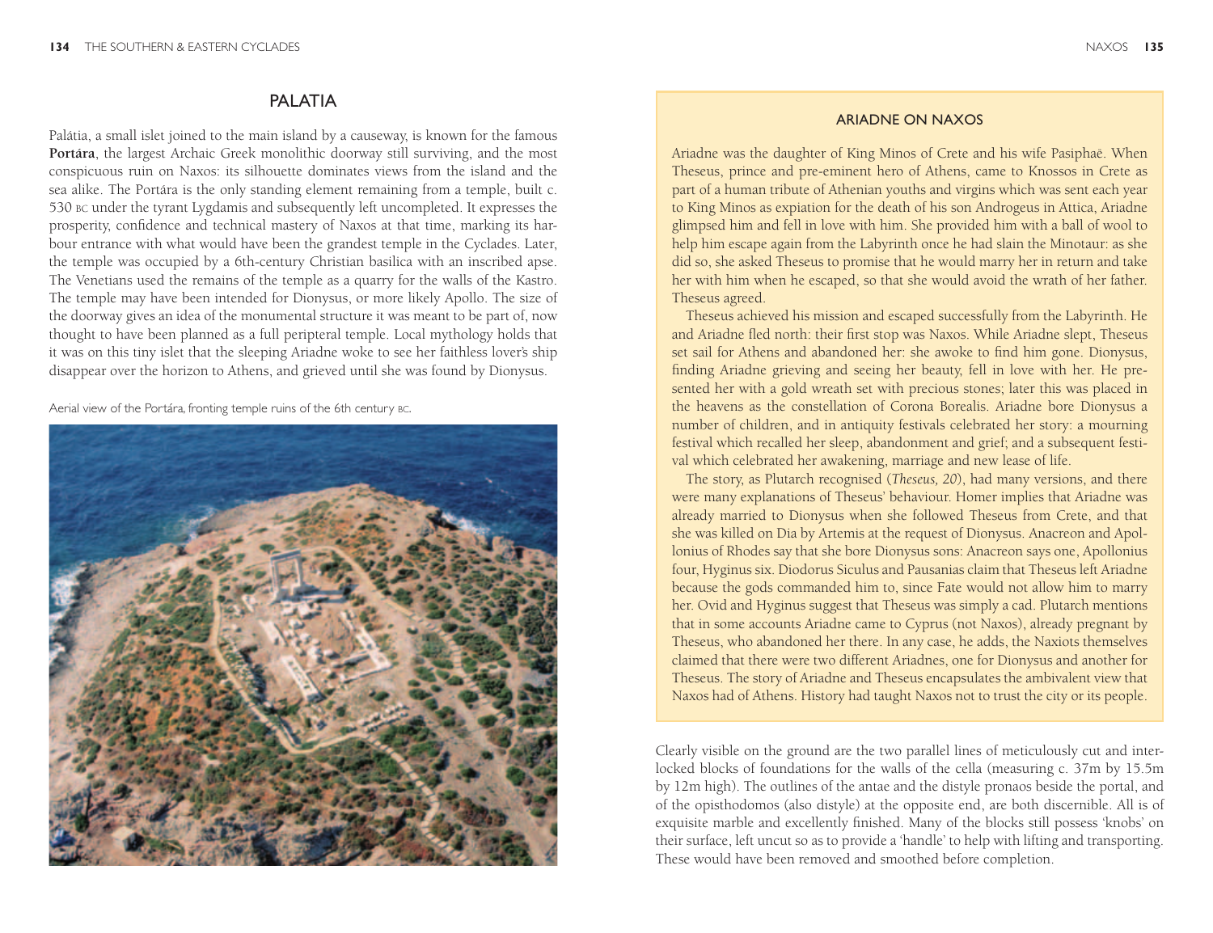## PALATIA

Palátia, a small islet joined to the main island by a causeway, is known for the famous **Portára**, the largest Archaic Greek monolithic doorway still surviving, and the most conspicuous ruin on Naxos: its silhouette dominates views from the island and the sea alike. The Portára is the only standing element remaining from a temple, built c. 530 BC under the tyrant Lygdamis and subsequently left uncompleted. It expresses the prosperity, confidence and technical mastery of Naxos at that time, marking its harbour entrance with what would have been the grandest temple in the Cyclades. Later, the temple was occupied by a 6th-century Christian basilica with an inscribed apse. The Venetians used the remains of the temple as a quarry for the walls of the Kastro. The temple may have been intended for Dionysus, or more likely Apollo. The size of the doorway gives an idea of the monumental structure it was meant to be part of, now thought to have been planned as a full peripteral temple. Local mythology holds that it was on this tiny islet that the sleeping Ariadne woke to see her faithless lover's ship disappear over the horizon to Athens, and grieved until she was found by Dionysus.

Aerial view of the Portára, fronting temple ruins of the 6th century BC.

### ARIADNE ON NAXOS

Ariadne was the daughter of King Minos of Crete and his wife Pasiphaë. When Theseus, prince and pre-eminent hero of Athens, came to Knossos in Crete as part of a human tribute of Athenian youths and virgins which was sent each year to King Minos as expiation for the death of his son Androgeus in Attica, Ariadne glimpsed him and fell in love with him. She provided him with a ball of wool to help him escape again from the Labyrinth once he had slain the Minotaur: as she did so, she asked Theseus to promise that he would marry her in return and take her with him when he escaped, so that she would avoid the wrath of her father. Theseus agreed.

Theseus achieved his mission and escaped successfully from the Labyrinth. He and Ariadne fled north: their first stop was Naxos. While Ariadne slept, Theseus set sail for Athens and abandoned her: she awoke to find him gone. Dionysus, finding Ariadne grieving and seeing her beauty, fell in love with her. He presented her with a gold wreath set with precious stones; later this was placed in the heavens as the constellation of Corona Borealis. Ariadne bore Dionysus a number of children, and in antiquity festivals celebrated her story: a mourning festival which recalled her sleep, abandonment and grief; and a subsequent festival which celebrated her awakening, marriage and new lease of life.

The story, as Plutarch recognised (*Theseus, 20*), had many versions, and there were many explanations of Theseus' behaviour. Homer implies that Ariadne was already married to Dionysus when she followed Theseus from Crete, and that she was killed on Dia by Artemis at the request of Dionysus. Anacreon and Apollonius of Rhodes say that she bore Dionysus sons: Anacreon says one, Apollonius four, Hyginus six. Diodorus Siculus and Pausanias claim that Theseus left Ariadne because the gods commanded him to, since Fate would not allow him to marry her. Ovid and Hyginus suggest that Theseus was simply a cad. Plutarch mentions that in some accounts Ariadne came to Cyprus (not Naxos), already pregnant by Theseus, who abandoned her there. In any case, he adds, the Naxiots themselves claimed that there were two different Ariadnes, one for Dionysus and another for Theseus. The story of Ariadne and Theseus encapsulates the ambivalent view that Naxos had of Athens. History had taught Naxos not to trust the city or its people.

Clearly visible on the ground are the two parallel lines of meticulously cut and interlocked blocks of foundations for the walls of the cella (measuring c. 37m by 15.5m by 12m high). The outlines of the antae and the distyle pronaos beside the portal, and of the opisthodomos (also distyle) at the opposite end, are both discernible. All is of exquisite marble and excellently finished. Many of the blocks still possess 'knobs' on their surface, left uncut so as to provide a 'handle' to help with lifting and transporting. These would have been removed and smoothed before completion.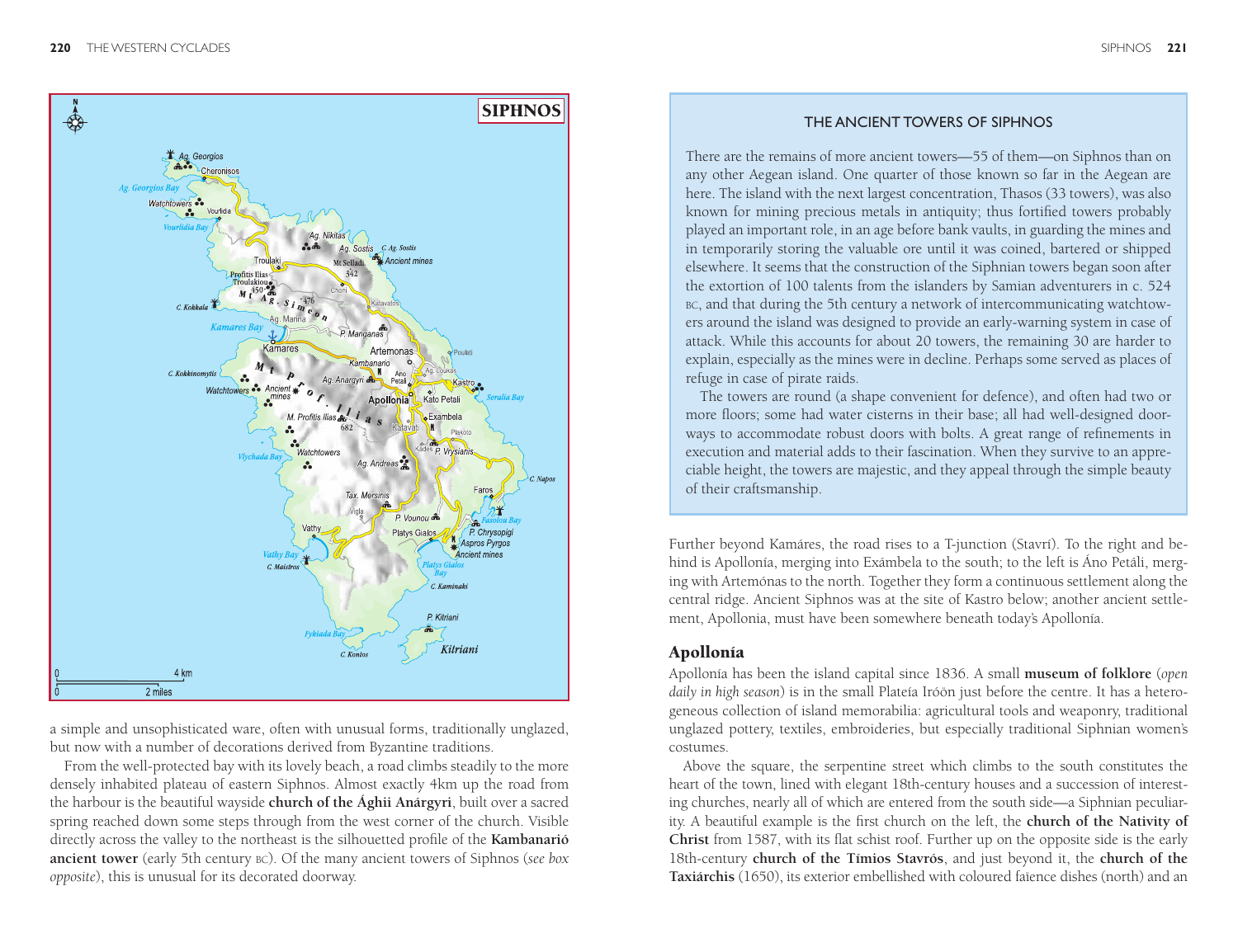a simple and unsophisticated ware, often with unusual forms, traditionally unglazed, but now with a number of decorations derived from Byzantine traditions.

From the well-protected bay with its lovely beach, a road climbs steadily to the more densely inhabited plateau of eastern Siphnos. Almost exactly 4km up the road from the harbour is the beautiful wayside **church of the Ághii Anárgyri**, built over a sacred spring reached down some steps through from the west corner of the church. Visible directly across the valley to the northeast is the silhouetted profile of the **Kambanarió ancient tower** (early 5th century BC). Of the many ancient towers of Siphnos (*see box opposite*), this is unusual for its decorated doorway.

### THE ANCIENT TOWERS OF SIPHNOS

There are the remains of more ancient towers—55 of them—on Siphnos than on any other Aegean island. One quarter of those known so far in the Aegean are here. The island with the next largest concentration, Thasos (33 towers), was also known for mining precious metals in antiquity; thus fortified towers probably played an important role, in an age before bank vaults, in guarding the mines and in temporarily storing the valuable ore until it was coined, bartered or shipped elsewhere. It seems that the construction of the Siphnian towers began soon after the extortion of 100 talents from the islanders by Samian adventurers in c. 524 BC, and that during the 5th century a network of intercommunicating watchtowers around the island was designed to provide an early-warning system in case of attack. While this accounts for about 20 towers, the remaining 30 are harder to explain, especially as the mines were in decline. Perhaps some served as places of refuge in case of pirate raids.

The towers are round (a shape convenient for defence), and often had two or more floors; some had water cisterns in their base; all had well-designed doorways to accommodate robust doors with bolts. A great range of refinements in execution and material adds to their fascination. When they survive to an appreciable height, the towers are majestic, and they appeal through the simple beauty of their craftsmanship.

Further beyond Kamáres, the road rises to a T-junction (Stavrí). To the right and behind is Apollonía, merging into Exámbela to the south; to the left is Áno Petáli, merging with Artemónas to the north. Together they form a continuous settlement along the central ridge. Ancient Siphnos was at the site of Kastro below; another ancient settlement, Apollonia, must have been somewhere beneath today's Apollonía.

## Apollonía

Apollonía has been the island capital since 1836. A small **museum of folklore** (*open daily in high season*) is in the small Plateía Iróön just before the centre. It has a heterogeneous collection of island memorabilia: agricultural tools and weaponry, traditional unglazed pottery, textiles, embroideries, but especially traditional Siphnian women's costumes.

Above the square, the serpentine street which climbs to the south constitutes the heart of the town, lined with elegant 18th-century houses and a succession of interesting churches, nearly all of which are entered from the south side—a Siphnian peculiarity. A beautiful example is the first church on the left, the **church of the Nativity of Christ** from 1587, with its flat schist roof. Further up on the opposite side is the early 18th-century **church of the Tímios Stavrós**, and just beyond it, the **church of the Taxiárchis** (1650), its exterior embellished with coloured faïence dishes (north) and an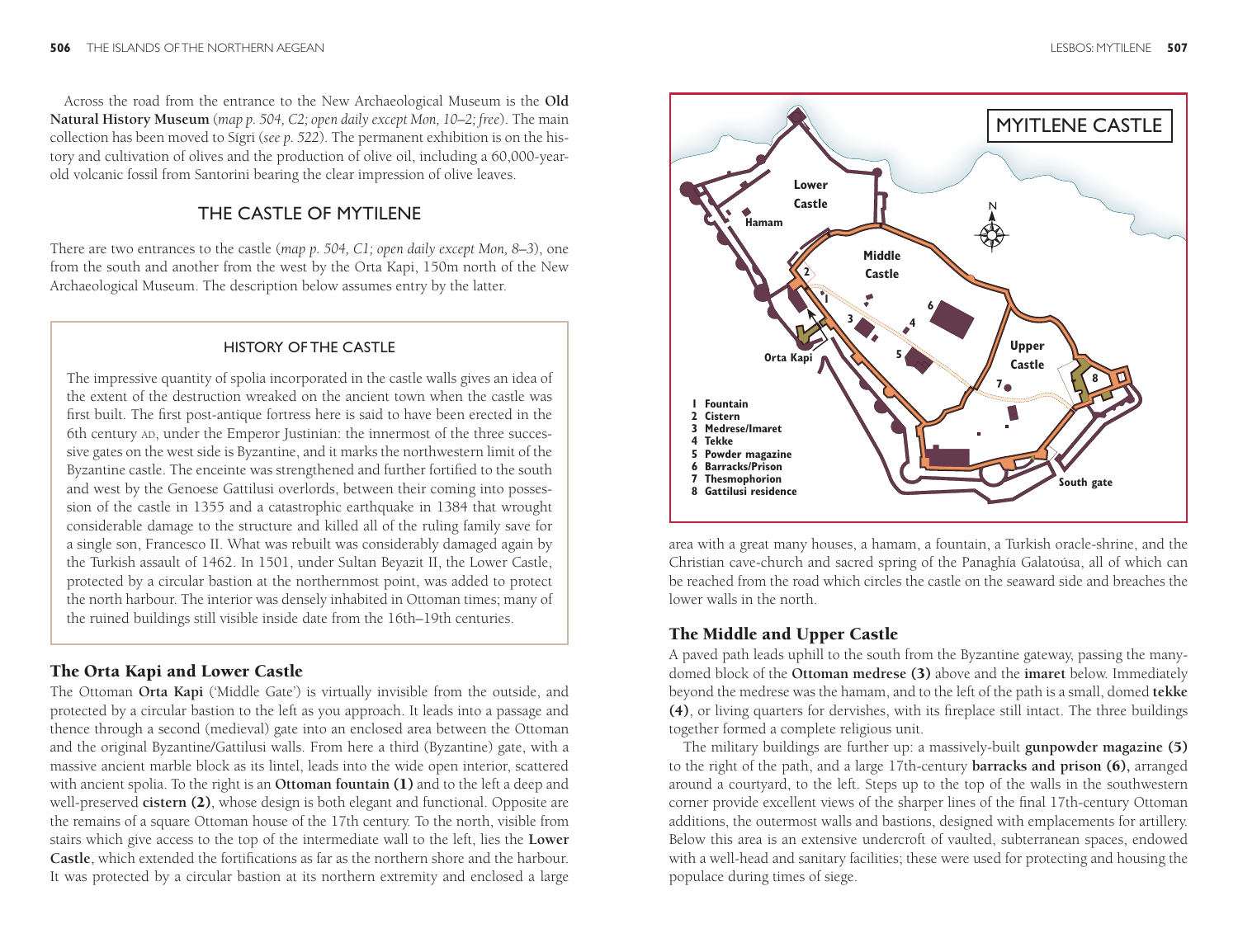Across the road from the entrance to the New Archaeological Museum is the **Old Natural History Museum** (*map p. 504, C2; open daily except Mon, 10–2; free*). The main collection has been moved to Sígri (*see p. 522*). The permanent exhibition is on the history and cultivation of olives and the production of olive oil, including a 60,000-year-old volcanic fossil from Santorini bearing the clear impression of olive leaves.

## THE CASTLE OF MYTILENE

There are two entrances to the castle (*map p. 504, C1; open daily except Mon, 8–3*), one from the south and another from the west by the Orta Kapi, 150m north of the New Archaeological Museum. The description below assumes entry by the latter.

### HISTORY OF THE CASTLE

The impressive quantity of spolia incorporated in the castle walls gives an idea of the extent of the destruction wreaked on the ancient town when the castle was first built. The first post-antique fortress here is said to have been erected in the 6th century AD, under the Emperor Justinian: the innermost of the three successive gates on the west side is Byzantine, and it marks the northwestern limit of the Byzantine castle. The enceinte was strengthened and further fortified to the south and west by the Genoese Gattilusi overlords, between their coming into possession of the castle in 1355 and a catastrophic earthquake in 1384 that wrought considerable damage to the structure and killed all of the ruling family save for a single son, Francesco II. What was rebuilt was considerably damaged again by the Turkish assault of 1462. In 1501, under Sultan Beyazit II, the Lower Castle, protected by a circular bastion at the northernmost point, was added to protect the north harbour. The interior was densely inhabited in Ottoman times; many of the ruined buildings still visible inside date from the 16th–19th centuries.

### The Orta Kapi and Lower Castle

The Ottoman **Orta Kapi** ('Middle Gate') is virtually invisible from the outside, and protected by a circular bastion to the left as you approach. It leads into a passage and thence through a second (medieval) gate into an enclosed area between the Ottoman and the original Byzantine/Gattilusi walls. From here a third (Byzantine) gate, with a massive ancient marble block as its lintel, leads into the wide open interior, scattered with ancient spolia. To the right is an **Ottoman fountain (1)** and to the left a deep and well-preserved **cistern (2)**, whose design is both elegant and functional. Opposite are the remains of a square Ottoman house of the 17th century. To the north, visible from stairs which give access to the top of the intermediate wall to the left, lies the **Lower Castle**, which extended the fortifications as far as the northern shore and the harbour. It was protected by a circular bastion at its northern extremity and enclosed a large area with a great many houses, a hamam, a fountain, a Turkish oracle-shrine, and the Christian cave-church and sacred spring of the Panaghía Galatoúsa, all of which can be reached from the road which circles the castle on the seaward side and breaches the lower walls in the north.

MYITLENE CASTLE

Lower Castle
Hamam
Middle Castle
Upper Castle
Orta Kapi
South gate
N

1 Fountain
2 Cistern
3 Medrese/Imaret
4 Tekke
5 Powder magazine
6 Barracks/Prison
7 Thesmophorion
8 Gattilusi residence

### The Middle and Upper Castle

A paved path leads uphill to the south from the Byzantine gateway, passing the many-domed block of the **Ottoman medrese (3)** above and the **imaret** below. Immediately beyond the medrese was the hamam, and to the left of the path is a small, domed **tekke (4)**, or living quarters for dervishes, with its fireplace still intact. The three buildings together formed a complete religious unit.

The military buildings are further up: a massively-built **gunpowder magazine (5)** to the right of the path, and a large 17th-century **barracks and prison (6)**, arranged around a courtyard, to the left. Steps up to the top of the walls in the southwestern corner provide excellent views of the sharper lines of the final 17th-century Ottoman additions, the outermost walls and bastions, designed with emplacements for artillery. Below this area is an extensive undercroft of vaulted, subterranean spaces, endowed with a well-head and sanitary facilities; these were used for protecting and housing the populace during times of siege.